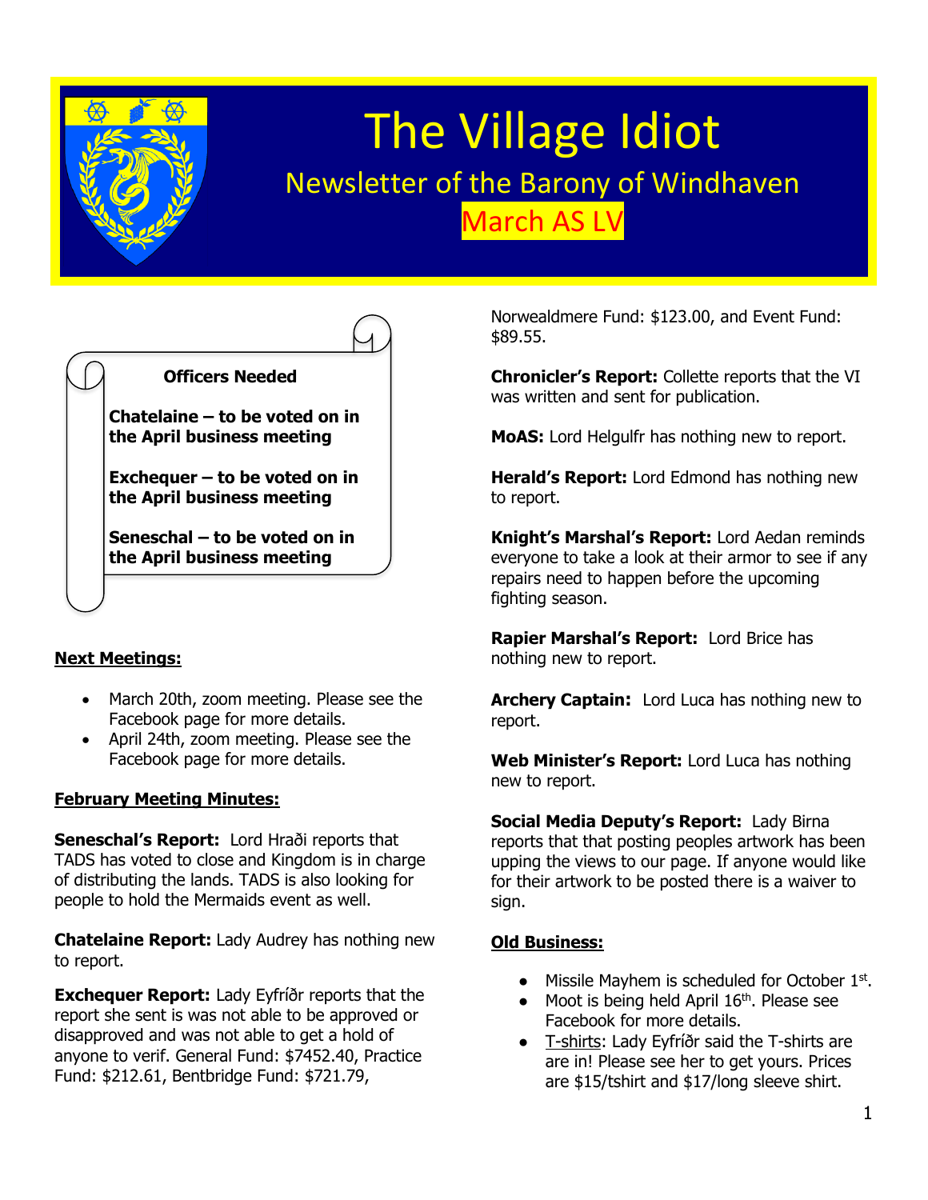# The Village Idiot

## Newsletter of the Barony of Windhaven

### March AS LV

**Officers Needed**

**Chatelaine – to be voted on in the April business meeting**

**Exchequer – to be voted on in the April business meeting**

**Seneschal – to be voted on in the April business meeting**

**Next Meetings:**

- March 20th, zoom meeting. Please see the Facebook page for more details.
- April 24th, zoom meeting. Please see the Facebook page for more details.

**February Meeting Minutes:**

**Seneschal's Report:** Lord Hraði reports that TADS has voted to close and Kingdom is in charge of distributing the lands. TADS is also looking for people to hold the Mermaids event as well.

**Chatelaine Report:** Lady Audrey has nothing new to report.

**Exchequer Report:** Lady Eyfríðr reports that the report she sent is was not able to be approved or disapproved and was not able to get a hold of anyone to verif. General Fund: $7452.40, Practice Fund: $212.61, Bentbridge Fund: $721.79, Norwealdmere Fund: $123.00, and Event Fund: $89.55.

**Chronicler's Report:** Collette reports that the VI was written and sent for publication.

**MoAS:** Lord Helgulfr has nothing new to report.

**Herald's Report:** Lord Edmond has nothing new to report.

**Knight's Marshal's Report:** Lord Aedan reminds everyone to take a look at their armor to see if any repairs need to happen before the upcoming fighting season.

**Rapier Marshal's Report:** Lord Brice has nothing new to report.

**Archery Captain:** Lord Luca has nothing new to report.

**Web Minister's Report:** Lord Luca has nothing new to report.

**Social Media Deputy's Report:** Lady Birna reports that that posting peoples artwork has been upping the views to our page. If anyone would like for their artwork to be posted there is a waiver to sign.

**Old Business:**

- Missile Mayhem is scheduled for October 1st.
- Moot is being held April 16th. Please see Facebook for more details.
- T-shirts: Lady Eyfríðr said the T-shirts are are in! Please see her to get yours. Prices are $15/tshirt and $17/long sleeve shirt.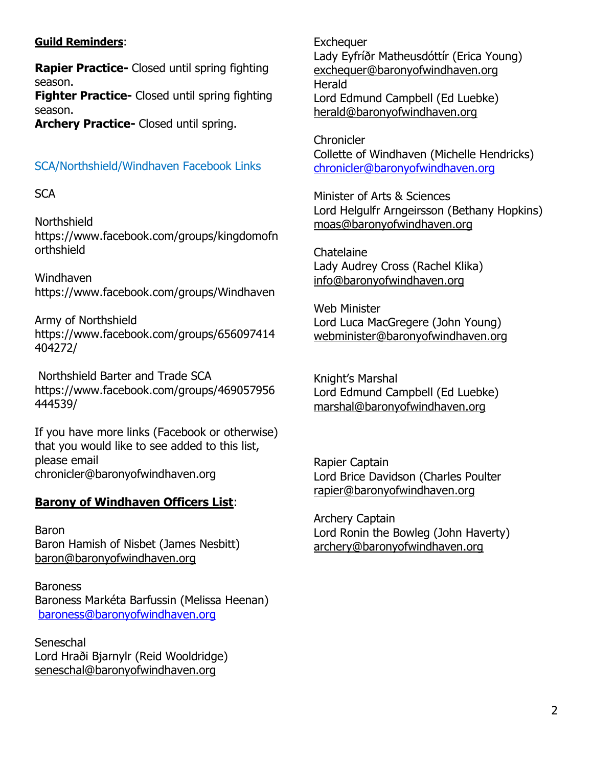**Guild Reminders**:

**Rapier Practice-** Closed until spring fighting season.
**Fighter Practice-** Closed until spring fighting season.
**Archery Practice-** Closed until spring.

SCA/Northshield/Windhaven Facebook Links

SCA

Northshield
https://www.facebook.com/groups/kingdomofnorthshield

Windhaven
https://www.facebook.com/groups/Windhaven

Army of Northshield
https://www.facebook.com/groups/656097414404272/

Northshield Barter and Trade SCA
https://www.facebook.com/groups/469057956444539/

If you have more links (Facebook or otherwise) that you would like to see added to this list, please email chronicler@baronyofwindhaven.org

**Barony of Windhaven Officers List**:

Baron
Baron Hamish of Nisbet (James Nesbitt)
baron@baronyofwindhaven.org

Baroness
Baroness Markéta Barfussin (Melissa Heenan)
baroness@baronyofwindhaven.org

Seneschal
Lord Hraði Bjarnylr (Reid Wooldridge)
seneschal@baronyofwindhaven.org

Exchequer
Lady Eyfríðr Matheusdóttír (Erica Young)
exchequer@baronyofwindhaven.org

Herald
Lord Edmund Campbell (Ed Luebke)
herald@baronyofwindhaven.org

Chronicler
Collette of Windhaven (Michelle Hendricks)
chronicler@baronyofwindhaven.org

Minister of Arts & Sciences
Lord Helgulfr Arngeirsson (Bethany Hopkins)
moas@baronyofwindhaven.org

Chatelaine
Lady Audrey Cross (Rachel Klika)
info@baronyofwindhaven.org

Web Minister
Lord Luca MacGregere (John Young)
webminister@baronyofwindhaven.org

Knight's Marshal
Lord Edmund Campbell (Ed Luebke)
marshal@baronyofwindhaven.org

Rapier Captain
Lord Brice Davidson (Charles Poulter
rapier@baronyofwindhaven.org

Archery Captain
Lord Ronin the Bowleg (John Haverty)
archery@baronyofwindhaven.org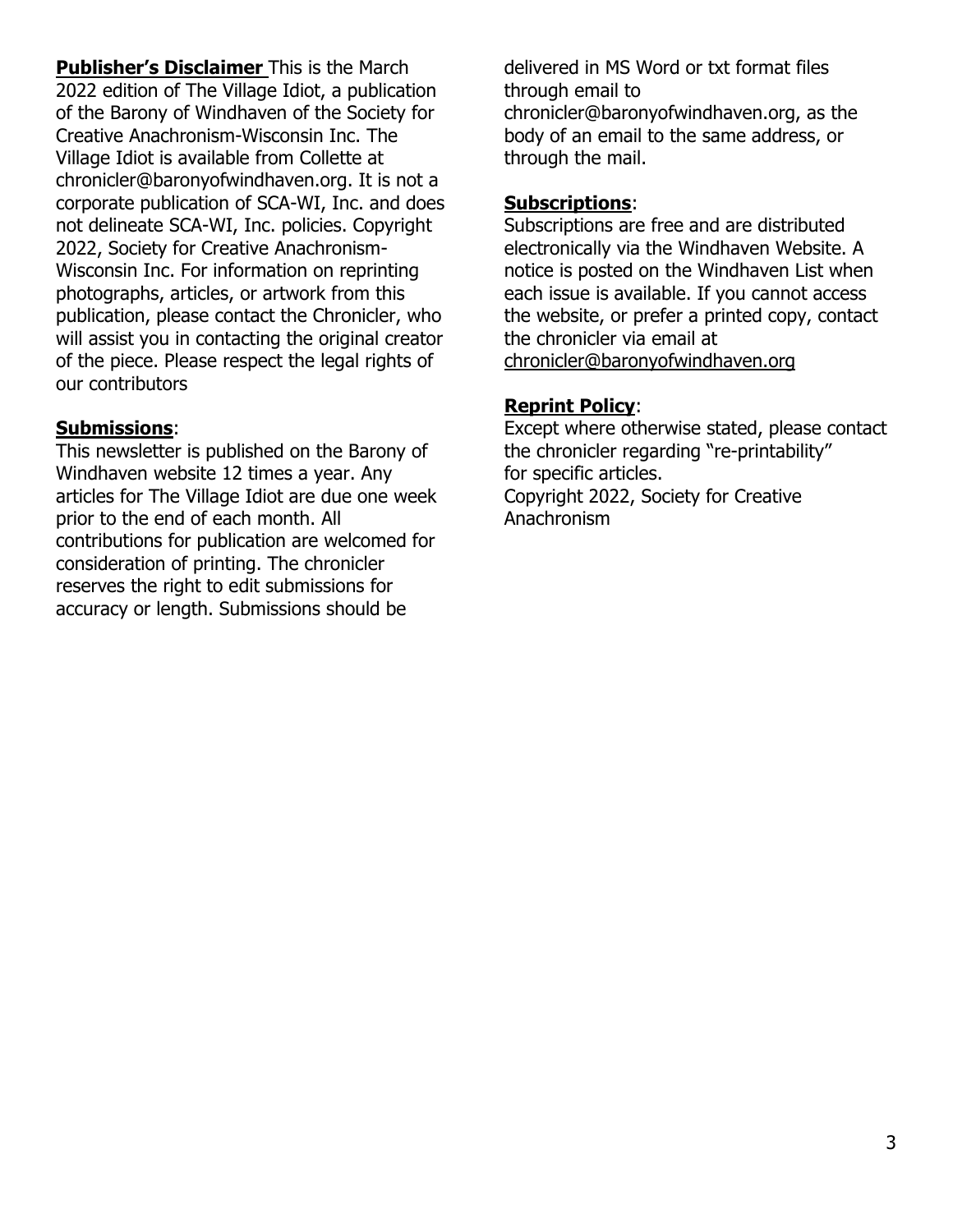**Publisher's Disclaimer** This is the March 2022 edition of The Village Idiot, a publication of the Barony of Windhaven of the Society for Creative Anachronism-Wisconsin Inc. The Village Idiot is available from Collette at chronicler@baronyofwindhaven.org. It is not a corporate publication of SCA-WI, Inc. and does not delineate SCA-WI, Inc. policies. Copyright 2022, Society for Creative Anachronism-Wisconsin Inc. For information on reprinting photographs, articles, or artwork from this publication, please contact the Chronicler, who will assist you in contacting the original creator of the piece. Please respect the legal rights of our contributors

**Submissions**:

This newsletter is published on the Barony of Windhaven website 12 times a year. Any articles for The Village Idiot are due one week prior to the end of each month. All contributions for publication are welcomed for consideration of printing. The chronicler reserves the right to edit submissions for accuracy or length. Submissions should be delivered in MS Word or txt format files through email to chronicler@baronyofwindhaven.org, as the body of an email to the same address, or through the mail.

**Subscriptions**:

Subscriptions are free and are distributed electronically via the Windhaven Website. A notice is posted on the Windhaven List when each issue is available. If you cannot access the website, or prefer a printed copy, contact the chronicler via email at chronicler@baronyofwindhaven.org

**Reprint Policy**:

Except where otherwise stated, please contact the chronicler regarding "re-printability" for specific articles.

Copyright 2022, Society for Creative Anachronism